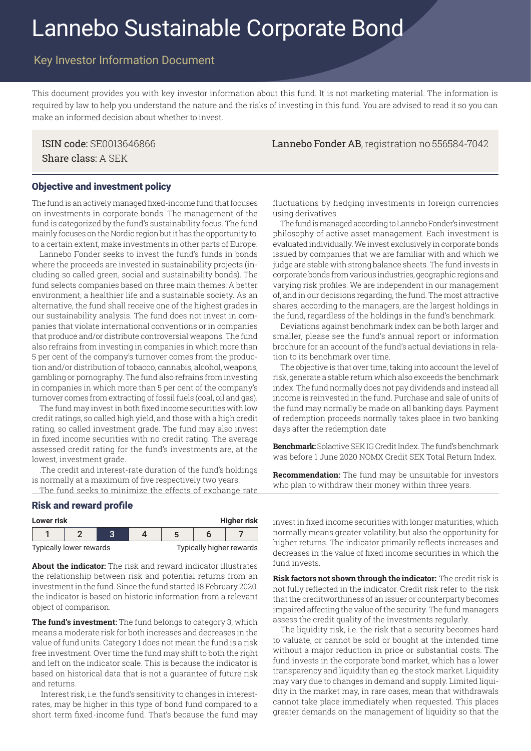# Lannebo Sustainable Corporate Bond

## Key Investor Information Document

This document provides you with key investor information about this fund. It is not marketing material. The information is required by law to help you understand the nature and the risks of investing in this fund. You are advised to read it so you can make an informed decision about whether to invest.

**ISIN code:** SE0013646866
**Share class:** A SEK

**Lannebo Fonder AB**, registration no 556584-7042

## Objective and investment policy

The fund is an actively managed fixed-income fund that focuses on investments in corporate bonds. The management of the fund is categorized by the fund's sustainability focus. The fund mainly focuses on the Nordic region but it has the opportunity to, to a certain extent, make investments in other parts of Europe.

Lannebo Fonder seeks to invest the fund's funds in bonds where the proceeds are invested in sustainability projects (including so called green, social and sustainability bonds). The fund selects companies based on three main themes: A better environment, a healthier life and a sustainable society. As an alternative, the fund shall receive one of the highest grades in our sustainability analysis. The fund does not invest in companies that violate international conventions or in companies that produce and/or distribute controversial weapons. The fund also refrains from investing in companies in which more than 5 per cent of the company's turnover comes from the production and/or distribution of tobacco, cannabis, alcohol, weapons, gambling or pornography. The fund also refrains from investing in companies in which more than 5 per cent of the company's turnover comes from extracting of fossil fuels (coal, oil and gas).

The fund may invest in both fixed income securities with low credit ratings, so called high yield, and those with a high credit rating, so called investment grade. The fund may also invest in fixed income securities with no credit rating. The average assessed credit rating for the fund's investments are, at the lowest, investment grade.

.The credit and interest-rate duration of the fund's holdings is normally at a maximum of five respectively two years.

The fund seeks to minimize the effects of exchange rate fluctuations by hedging investments in foreign currencies using derivatives.

The fund is managed according to Lannebo Fonder's investment philosophy of active asset management. Each investment is evaluated individually. We invest exclusively in corporate bonds issued by companies that we are familiar with and which we judge are stable with strong balance sheets. The fund invests in corporate bonds from various industries, geographic regions and varying risk profiles. We are independent in our management of, and in our decisions regarding, the fund. The most attractive shares, according to the managers, are the largest holdings in the fund, regardless of the holdings in the fund's benchmark.

Deviations against benchmark index can be both larger and smaller, please see the fund's annual report or information brochure for an account of the fund's actual deviations in relation to its benchmark over time.

The objective is that over time, taking into account the level of risk, generate a stable return which also exceeds the benchmark index. The fund normally does not pay dividends and instead all income is reinvested in the fund. Purchase and sale of units of the fund may normally be made on all banking days. Payment of redemption proceeds normally takes place in two banking days after the redemption date

**Benchmark:** Solactive SEK IG Credit Index. The fund's benchmark was before 1 June 2020 NOMX Credit SEK Total Return Index.

**Recommendation:** The fund may be unsuitable for investors who plan to withdraw their money within three years.

## Risk and reward profile

| Lower risk | | | | | | Higher risk |
|---|---|---|---|---|---|---|
| 1 | 2 | **3** | 4 | 5 | 6 | 7 |
| Typically lower rewards | | | | | | Typically higher rewards |

**About the indicator:** The risk and reward indicator illustrates the relationship between risk and potential returns from an investment in the fund. Since the fund started 18 February 2020, the indicator is based on historic information from a relevant object of comparison.

**The fund's investment:** The fund belongs to category 3, which means a moderate risk for both increases and decreases in the value of fund units. Category 1 does not mean the fund is a risk free investment. Over time the fund may shift to both the right and left on the indicator scale. This is because the indicator is based on historical data that is not a guarantee of future risk and returns.

Interest risk, i.e. the fund's sensitivity to changes in interest-rates, may be higher in this type of bond fund compared to a short term fixed-income fund. That's because the fund may invest in fixed income securities with longer maturities, which normally means greater volatility, but also the opportunity for higher returns. The indicator primarily reflects increases and decreases in the value of fixed income securities in which the fund invests.

**Risk factors not shown through the indicator:** The credit risk is not fully reflected in the indicator. Credit risk refer to the risk that the creditworthiness of an issuer or counterparty becomes impaired affecting the value of the security. The fund managers assess the credit quality of the investments regularly.

The liquidity risk, i.e. the risk that a security becomes hard to valuate, or cannot be sold or bought at the intended time without a major reduction in price or substantial costs. The fund invests in the corporate bond market, which has a lower transparency and liquidity than eg. the stock market. Liquidity may vary due to changes in demand and supply. Limited liquidity in the market may, in rare cases, mean that withdrawals cannot take place immediately when requested. This places greater demands on the management of liquidity so that the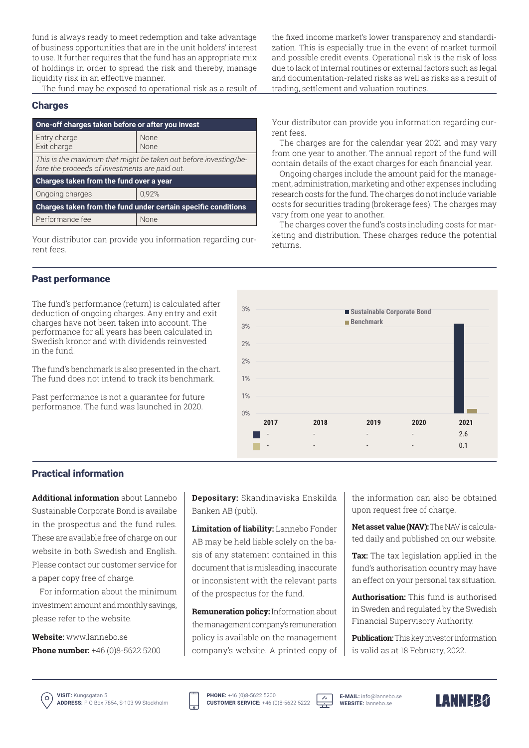fund is always ready to meet redemption and take advantage of business opportunities that are in the unit holders' interest to use. It further requires that the fund has an appropriate mix of holdings in order to spread the risk and thereby, manage liquidity risk in an effective manner.

The fund may be exposed to operational risk as a result of the fixed income market's lower transparency and standardization. This is especially true in the event of market turmoil and possible credit events. Operational risk is the risk of loss due to lack of internal routines or external factors such as legal and documentation-related risks as well as risks as a result of trading, settlement and valuation routines.

## Charges

| One-off charges taken before or after you invest | |
|---|---|
| Entry charge<br>Exit charge | None<br>None |
| *This is the maximum that might be taken out before investing/before the proceeds of investments are paid out.* | |
| **Charges taken from the fund over a year** | |
| Ongoing charges | 0,92% |
| **Charges taken from the fund under certain specific conditions** | |
| Performance fee | None |

Your distributor can provide you information regarding current fees.

Your distributor can provide you information regarding current fees.

The charges are for the calendar year 2021 and may vary from one year to another. The annual report of the fund will contain details of the exact charges for each financial year.

Ongoing charges include the amount paid for the management, administration, marketing and other expenses including research costs for the fund. The charges do not include variable costs for securities trading (brokerage fees). The charges may vary from one year to another.

The charges cover the fund's costs including costs for marketing and distribution. These charges reduce the potential returns.

## Past performance

The fund's performance (return) is calculated after deduction of ongoing charges. Any entry and exit charges have not been taken into account. The performance for all years has been calculated in Swedish kronor and with dividends reinvested in the fund.

The fund's benchmark is also presented in the chart. The fund does not intend to track its benchmark.

Past performance is not a guarantee for future performance. The fund was launched in 2020.

Sustainable Corporate Bond
Benchmark

3%
3%
2%
2%
1%
1%
0%

2017 2018 2019 2020 2021
Sustainable Corporate Bond: - - - - 2.6
Benchmark: - - - - 0.1

## Practical information

**Additional information** about Lannebo Sustainable Corporate Bond is availabe in the prospectus and the fund rules. These are available free of charge on our website in both Swedish and English. Please contact our customer service for a paper copy free of charge.

For information about the minimum investment amount and monthly savings, please refer to the website.

**Website:** www.lannebo.se
**Phone number:** +46 (0)8-5622 5200

**Depositary:** Skandinaviska Enskilda Banken AB (publ).

**Limitation of liability:** Lannebo Fonder AB may be held liable solely on the basis of any statement contained in this document that is misleading, inaccurate or inconsistent with the relevant parts of the prospectus for the fund.

**Remuneration policy:** Information about the management company's remuneration policy is available on the management company's website. A printed copy of the information can also be obtained upon request free of charge.

**Net asset value (NAV):** The NAV is calculated daily and published on our website.

**Tax:** The tax legislation applied in the fund's authorisation country may have an effect on your personal tax situation.

**Authorisation:** This fund is authorised in Sweden and regulated by the Swedish Financial Supervisory Authority.

**Publication:** This key investor information is valid as at 18 February, 2022.

**VISIT:** Kungsgatan 5
**ADDRESS:** P O Box 7854, S-103 99 Stockholm

**PHONE:** +46 (0)8-5622 5200
**CUSTOMER SERVICE:** +46 (0)8-5622 5222

**E-MAIL:** info@lannebo.se
**WEBSITE:** lannebo.se

LANNEBO